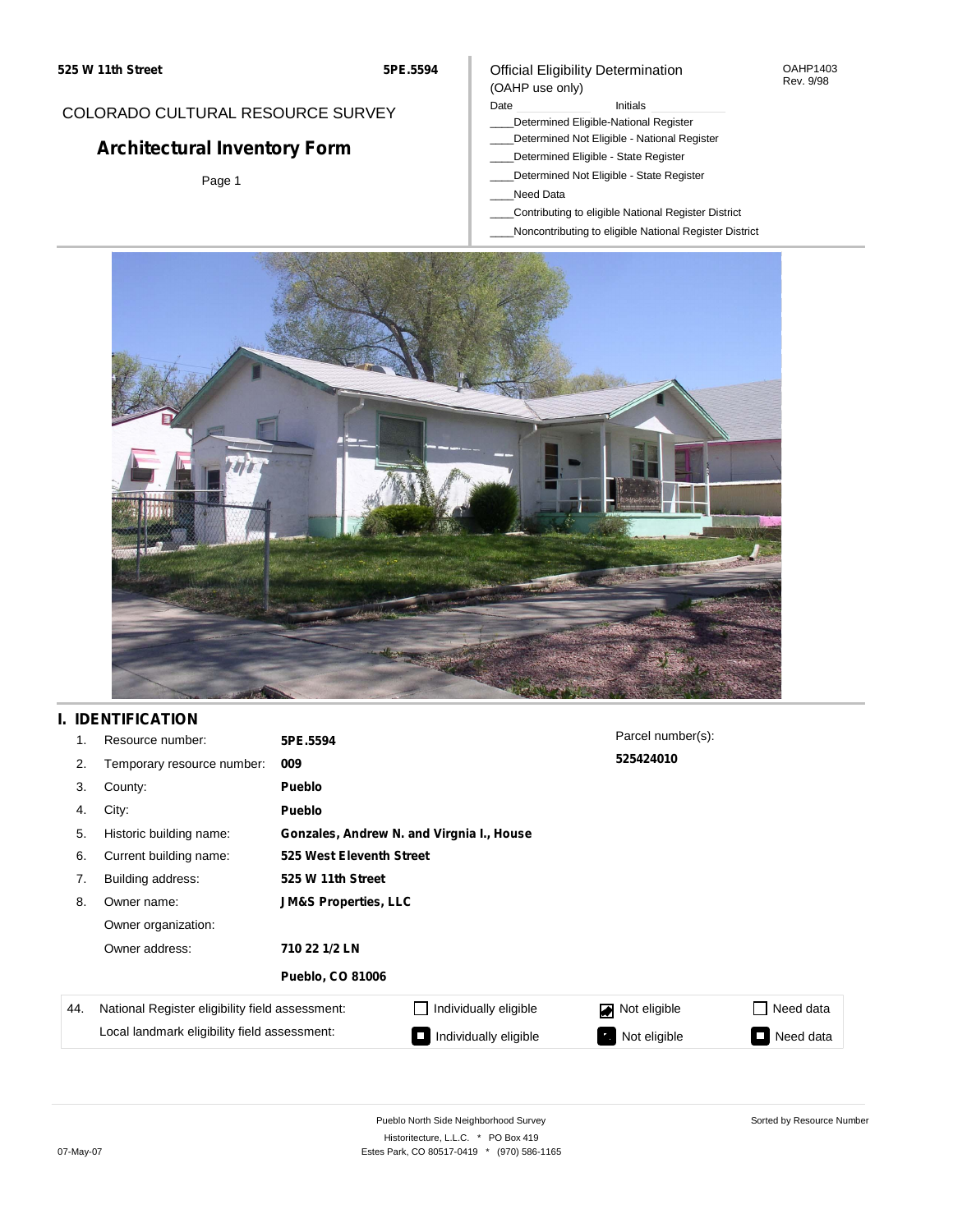525 W 11th Street | 5PE.5594

COLORADO CULTURAL RESOURCE SURVEY

# Architectural Inventory Form

Official Eligibility Determination
(OAHP use only)

OAHP1403
Rev. 9/98

Date ____________ Initials ____________

____Determined Eligible-National Register
____Determined Not Eligible - National Register
____Determined Eligible - State Register
____Determined Not Eligible - State Register
____Need Data
____Contributing to eligible National Register District
____Noncontributing to eligible National Register District

## I. IDENTIFICATION

| | | |
|---|---|---|
| 1. | Resource number: | **5PE.5594** |
| 2. | Temporary resource number: | **009** |
| 3. | County: | **Pueblo** |
| 4. | City: | **Pueblo** |
| 5. | Historic building name: | **Gonzales, Andrew N. and Virgnia I., House** |
| 6. | Current building name: | **525 West Eleventh Street** |
| 7. | Building address: | **525 W 11th Street** |
| 8. | Owner name: | **J M&S Properties, LLC** |
| | Owner organization: | |
| | Owner address: | **710 22 1/2 LN** |
| | | **Pueblo, CO 81006** |

Parcel number(s):
**525424010**

| 44. | | | | |
|---|---|---|---|---|
| | National Register eligibility field assessment: | ☐ Individually eligible | ☑ Not eligible | ☐ Need data |
| | Local landmark eligibility field assessment: | ☐ Individually eligible | ☐ Not eligible | ☐ Need data |

Pueblo North Side Neighborhood Survey
Historitecture, L.L.C. * PO Box 419
Estes Park, CO 80517-0419 * (970) 586-1165

Sorted by Resource Number

07-May-07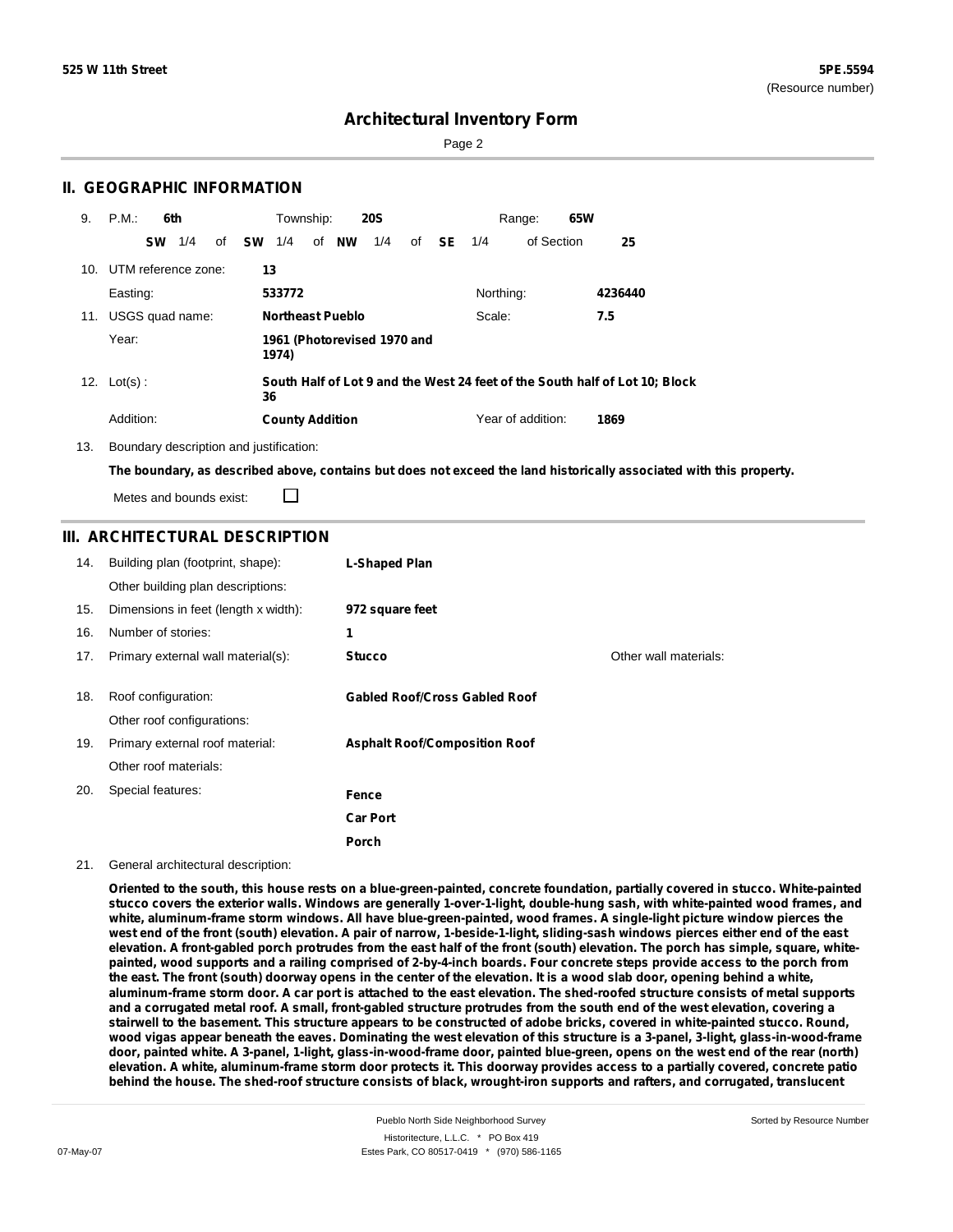525 W 11th Street

**5PE.5594**
(Resource number)

# Architectural Inventory Form

## II. GEOGRAPHIC INFORMATION

9. P.M.: **6th** Township: **20S** Range: **65W**
   **SW** 1/4 of **SW** 1/4 of **NW** 1/4 of **SE** 1/4 of Section **25**

10. UTM reference zone: **13**
    Easting: **533772** Northing: **4236440**

11. USGS quad name: **Northeast Pueblo** Scale: **7.5**
    Year: **1961 (Photorevised 1970 and 1974)**

12. Lot(s) : **South Half of Lot 9 and the West 24 feet of the South half of Lot 10; Block 36**
    Addition: **County Addition** Year of addition: **1869**

13. Boundary description and justification:
    **The boundary, as described above, contains but does not exceed the land historically associated with this property.**
    Metes and bounds exist: ☐

## III. ARCHITECTURAL DESCRIPTION

14. Building plan (footprint, shape): **L-Shaped Plan**
    Other building plan descriptions:
15. Dimensions in feet (length x width): **972 square feet**
16. Number of stories: **1**
17. Primary external wall material(s): **Stucco** Other wall materials:
18. Roof configuration: **Gabled Roof/Cross Gabled Roof**
    Other roof configurations:
19. Primary external roof material: **Asphalt Roof/Composition Roof**
    Other roof materials:
20. Special features: **Fence**
    **Car Port**
    **Porch**

21. General architectural description:

**Oriented to the south, this house rests on a blue-green-painted, concrete foundation, partially covered in stucco. White-painted stucco covers the exterior walls. Windows are generally 1-over-1-light, double-hung sash, with white-painted wood frames, and white, aluminum-frame storm windows. All have blue-green-painted, wood frames. A single-light picture window pierces the west end of the front (south) elevation. A pair of narrow, 1-beside-1-light, sliding-sash windows pierces either end of the east elevation. A front-gabled porch protrudes from the east half of the front (south) elevation. The porch has simple, square, white-painted, wood supports and a railing comprised of 2-by-4-inch boards. Four concrete steps provide access to the porch from the east. The front (south) doorway opens in the center of the elevation. It is a wood slab door, opening behind a white, aluminum-frame storm door. A car port is attached to the east elevation. The shed-roofed structure consists of metal supports and a corrugated metal roof. A small, front-gabled structure protrudes from the south end of the west elevation, covering a stairwell to the basement. This structure appears to be constructed of adobe bricks, covered in white-painted stucco. Round, wood vigas appear beneath the eaves. Dominating the west elevation of this structure is a 3-panel, 3-light, glass-in-wood-frame door, painted white. A 3-panel, 1-light, glass-in-wood-frame door, painted blue-green, opens on the west end of the rear (north) elevation. A white, aluminum-frame storm door protects it. This doorway provides access to a partially covered, concrete patio behind the house. The shed-roof structure consists of black, wrought-iron supports and rafters, and corrugated, translucent**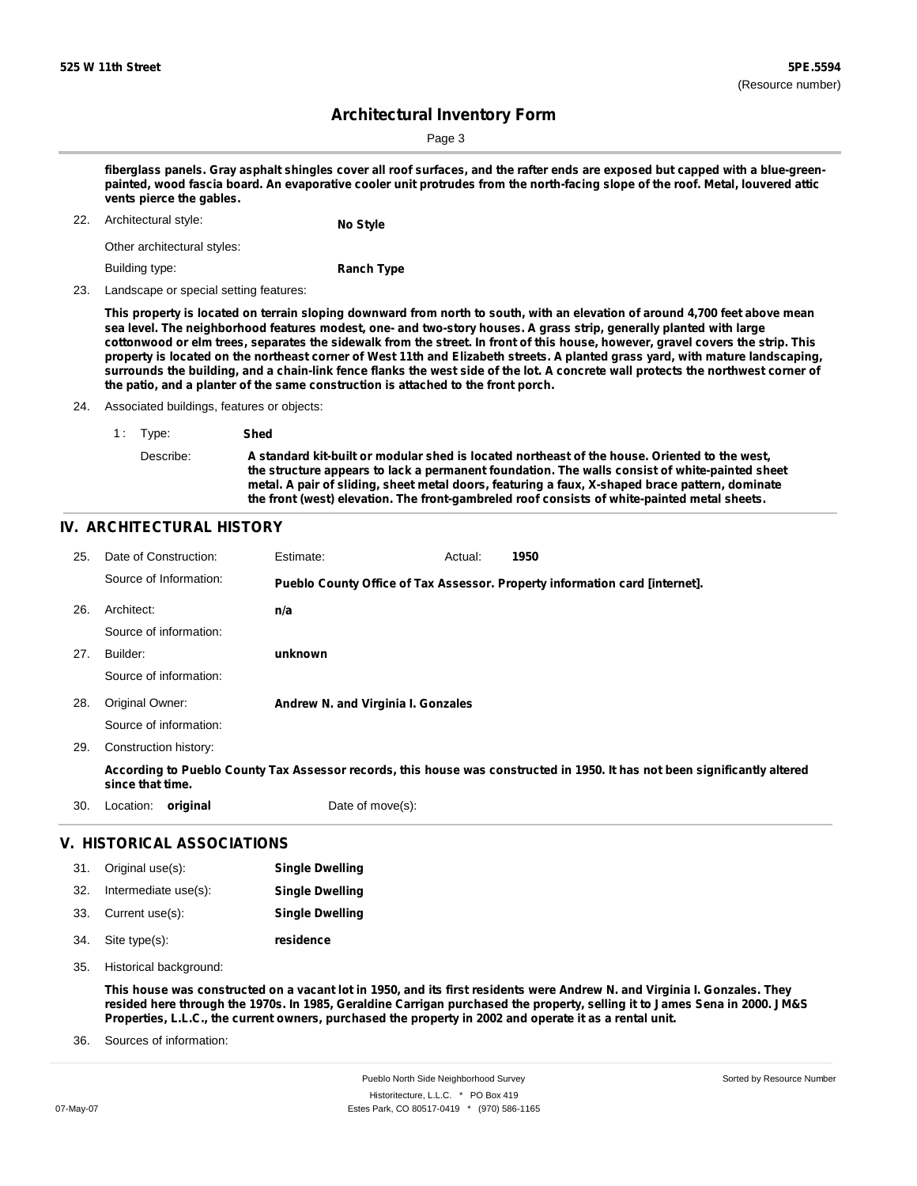**fiberglass panels. Gray asphalt shingles cover all roof surfaces, and the rafter ends are exposed but capped with a blue-green-painted, wood fascia board. An evaporative cooler unit protrudes from the north-facing slope of the roof. Metal, louvered attic vents pierce the gables.**

22. Architectural style: **No Style**

    Other architectural styles:

    Building type: **Ranch Type**

23. Landscape or special setting features:

    **This property is located on terrain sloping downward from north to south, with an elevation of around 4,700 feet above mean sea level. The neighborhood features modest, one- and two-story houses. A grass strip, generally planted with large cottonwood or elm trees, separates the sidewalk from the street. In front of this house, however, gravel covers the strip. This property is located on the northeast corner of West 11th and Elizabeth streets. A planted grass yard, with mature landscaping, surrounds the building, and a chain-link fence flanks the west side of the lot. A concrete wall protects the northwest corner of the patio, and a planter of the same construction is attached to the front porch.**

24. Associated buildings, features or objects:

    1 : Type: **Shed**

    Describe: **A standard kit-built or modular shed is located northeast of the house. Oriented to the west, the structure appears to lack a permanent foundation. The walls consist of white-painted sheet metal. A pair of sliding, sheet metal doors, featuring a faux, X-shaped brace pattern, dominate the front (west) elevation. The front-gambreled roof consists of white-painted metal sheets.**

## IV. ARCHITECTURAL HISTORY

25. Date of Construction: Estimate: Actual: **1950**

    Source of Information: **Pueblo County Office of Tax Assessor. Property information card [internet].**

26. Architect: **n/a**

    Source of information:

27. Builder: **unknown**

    Source of information:

28. Original Owner: **Andrew N. and Virginia I. Gonzales**

    Source of information:

29. Construction history:

    **According to Pueblo County Tax Assessor records, this house was constructed in 1950. It has not been significantly altered since that time.**

30. Location: **original** Date of move(s):

## V. HISTORICAL ASSOCIATIONS

31. Original use(s): **Single Dwelling**
32. Intermediate use(s): **Single Dwelling**
33. Current use(s): **Single Dwelling**
34. Site type(s): **residence**
35. Historical background:

    **This house was constructed on a vacant lot in 1950, and its first residents were Andrew N. and Virginia I. Gonzales. They resided here through the 1970s. In 1985, Geraldine Carrigan purchased the property, selling it to James Sena in 2000. JM&S Properties, L.L.C., the current owners, purchased the property in 2002 and operate it as a rental unit.**

36. Sources of information: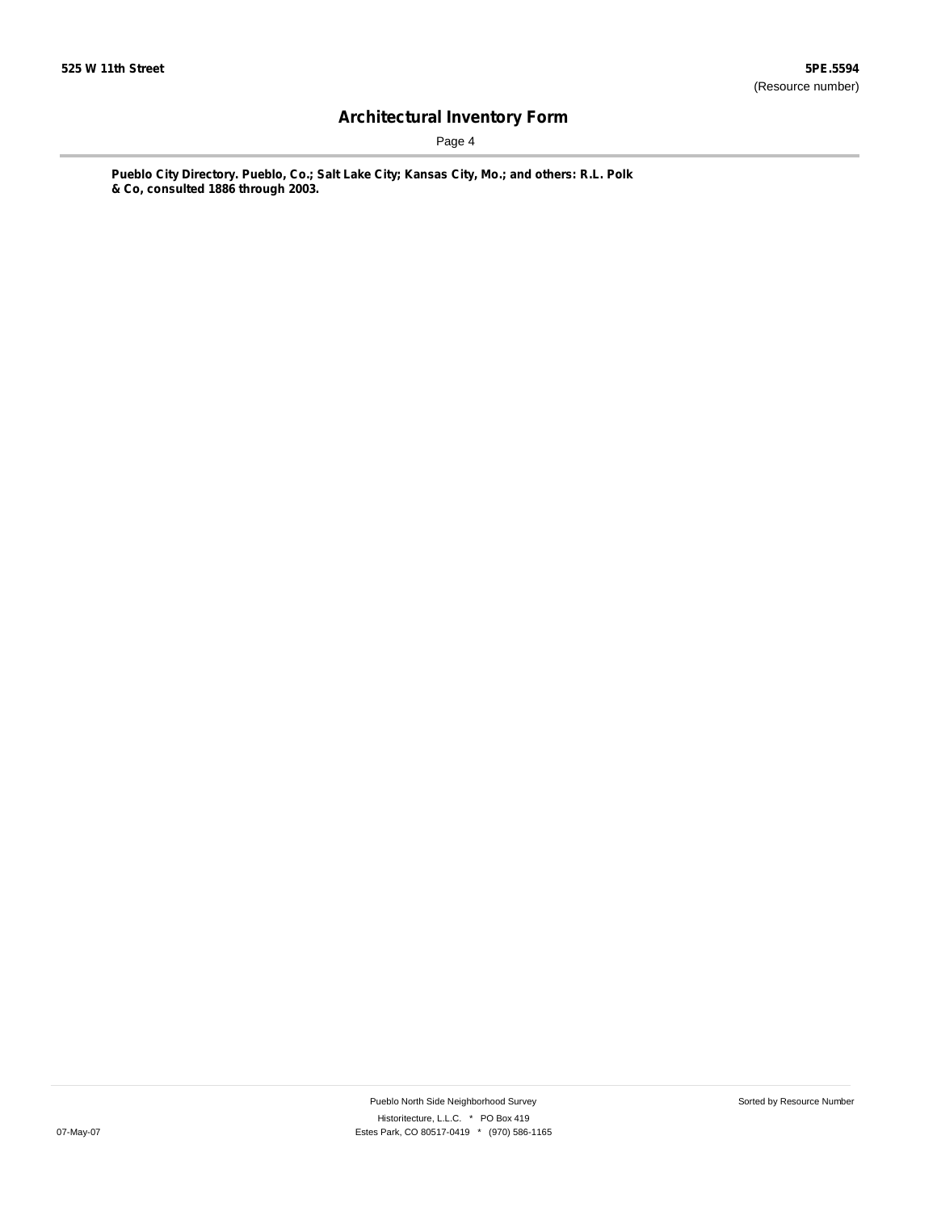**Pueblo City Directory. Pueblo, Co.; Salt Lake City; Kansas City, Mo.; and others: R.L. Polk & Co, consulted 1886 through 2003.**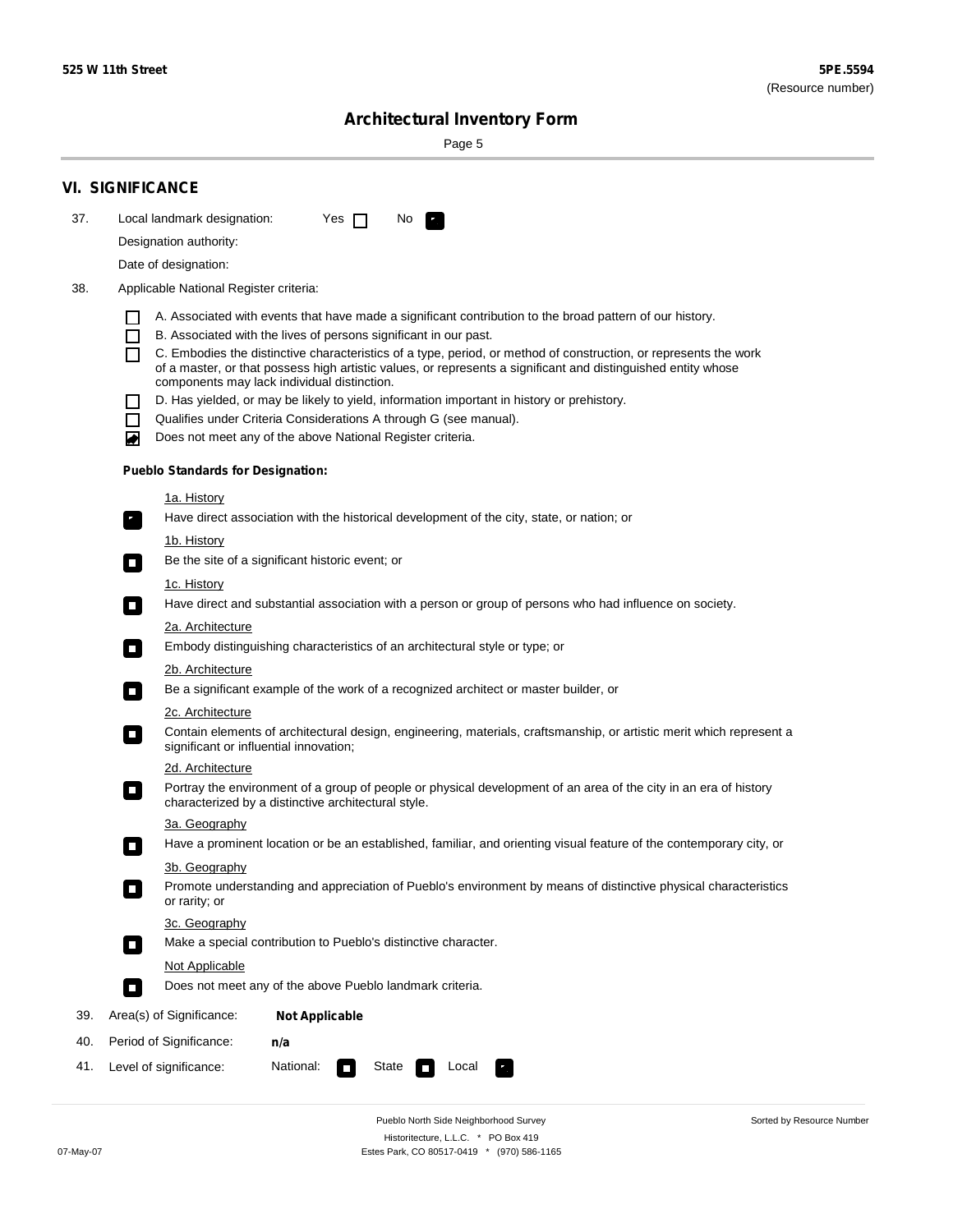## VI. SIGNIFICANCE

37. Local landmark designation: Yes ☐ No ☑

Designation authority:

Date of designation:

38. Applicable National Register criteria:

- ☐ A. Associated with events that have made a significant contribution to the broad pattern of our history.
- ☐ B. Associated with the lives of persons significant in our past.
- ☐ C. Embodies the distinctive characteristics of a type, period, or method of construction, or represents the work of a master, or that possess high artistic values, or represents a significant and distinguished entity whose components may lack individual distinction.
- ☐ D. Has yielded, or may be likely to yield, information important in history or prehistory.
- ☐ Qualifies under Criteria Considerations A through G (see manual).
- ☑ Does not meet any of the above National Register criteria.

**Pueblo Standards for Designation:**

1a. History
- ☑ Have direct association with the historical development of the city, state, or nation; or

1b. History
- ☐ Be the site of a significant historic event; or

1c. History
- ☐ Have direct and substantial association with a person or group of persons who had influence on society.

2a. Architecture
- ☐ Embody distinguishing characteristics of an architectural style or type; or

2b. Architecture
- ☐ Be a significant example of the work of a recognized architect or master builder, or

2c. Architecture
- ☐ Contain elements of architectural design, engineering, materials, craftsmanship, or artistic merit which represent a significant or influential innovation;

2d. Architecture
- ☐ Portray the environment of a group of people or physical development of an area of the city in an era of history characterized by a distinctive architectural style.

3a. Geography
- ☐ Have a prominent location or be an established, familiar, and orienting visual feature of the contemporary city, or

3b. Geography
- ☐ Promote understanding and appreciation of Pueblo's environment by means of distinctive physical characteristics or rarity; or

3c. Geography
- ☐ Make a special contribution to Pueblo's distinctive character.

Not Applicable
- ☐ Does not meet any of the above Pueblo landmark criteria.

39. Area(s) of Significance: **Not Applicable**

40. Period of Significance: **n/a**

41. Level of significance: National: ☐ State ☐ Local ☑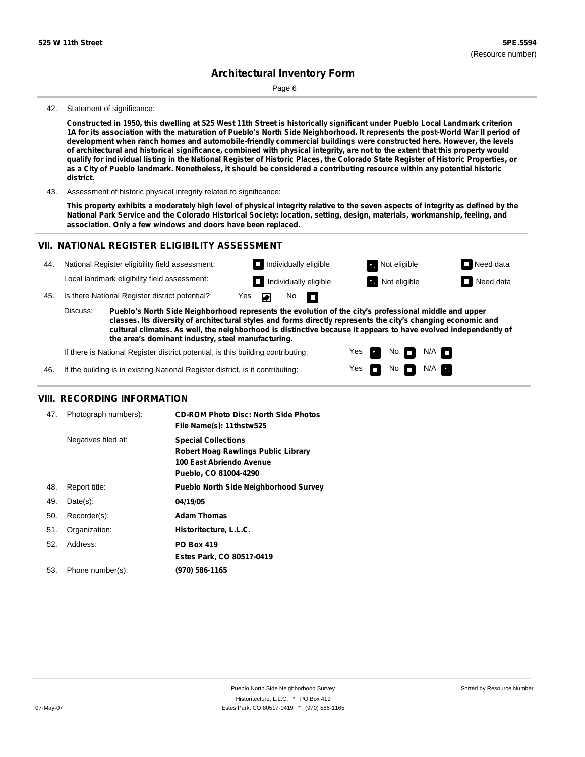**525 W 11th Street** | **5PE.5594** (Resource number)

# Architectural Inventory Form

42. Statement of significance:

**Constructed in 1950, this dwelling at 525 West 11th Street is historically significant under Pueblo Local Landmark criterion 1A for its association with the maturation of Pueblo's North Side Neighborhood. It represents the post-World War II period of development when ranch homes and automobile-friendly commercial buildings were constructed here. However, the levels of architectural and historical significance, combined with physical integrity, are not to the extent that this property would qualify for individual listing in the National Register of Historic Places, the Colorado State Register of Historic Properties, or as a City of Pueblo landmark. Nonetheless, it should be considered a contributing resource within any potential historic district.**

43. Assessment of historic physical integrity related to significance:

**This property exhibits a moderately high level of physical integrity relative to the seven aspects of integrity as defined by the National Park Service and the Colorado Historical Society: location, setting, design, materials, workmanship, feeling, and association. Only a few windows and doors have been replaced.**

## VII. NATIONAL REGISTER ELIGIBILITY ASSESSMENT

44. National Register eligibility field assessment: ☐ Individually eligible ☒ Not eligible ☐ Need data

Local landmark eligibility field assessment: ☐ Individually eligible ☒ Not eligible ☐ Need data

45. Is there National Register district potential? Yes ☒ No ☐

Discuss: **Pueblo's North Side Neighborhood represents the evolution of the city's professional middle and upper classes. Its diversity of architectural styles and forms directly represents the city's changing economic and cultural climates. As well, the neighborhood is distinctive because it appears to have evolved independently of the area's dominant industry, steel manufacturing.**

If there is National Register district potential, is this building contributing: Yes ☒ No ☐ N/A ☐

46. If the building is in existing National Register district, is it contributing: Yes ☐ No ☐ N/A ☒

## VIII. RECORDING INFORMATION

47. Photograph numbers): **CD-ROM Photo Disc: North Side Photos**
**File Name(s): 11thstw525**

Negatives filed at: **Special Collections**
**Robert Hoag Rawlings Public Library**
**100 East Abriendo Avenue**
**Pueblo, CO 81004-4290**

48. Report title: **Pueblo North Side Neighborhood Survey**

49. Date(s): **04/19/05**

50. Recorder(s): **Adam Thomas**

51. Organization: **Historitecture, L.L.C.**

52. Address: **PO Box 419**
**Estes Park, CO 80517-0419**

53. Phone number(s): **(970) 586-1165**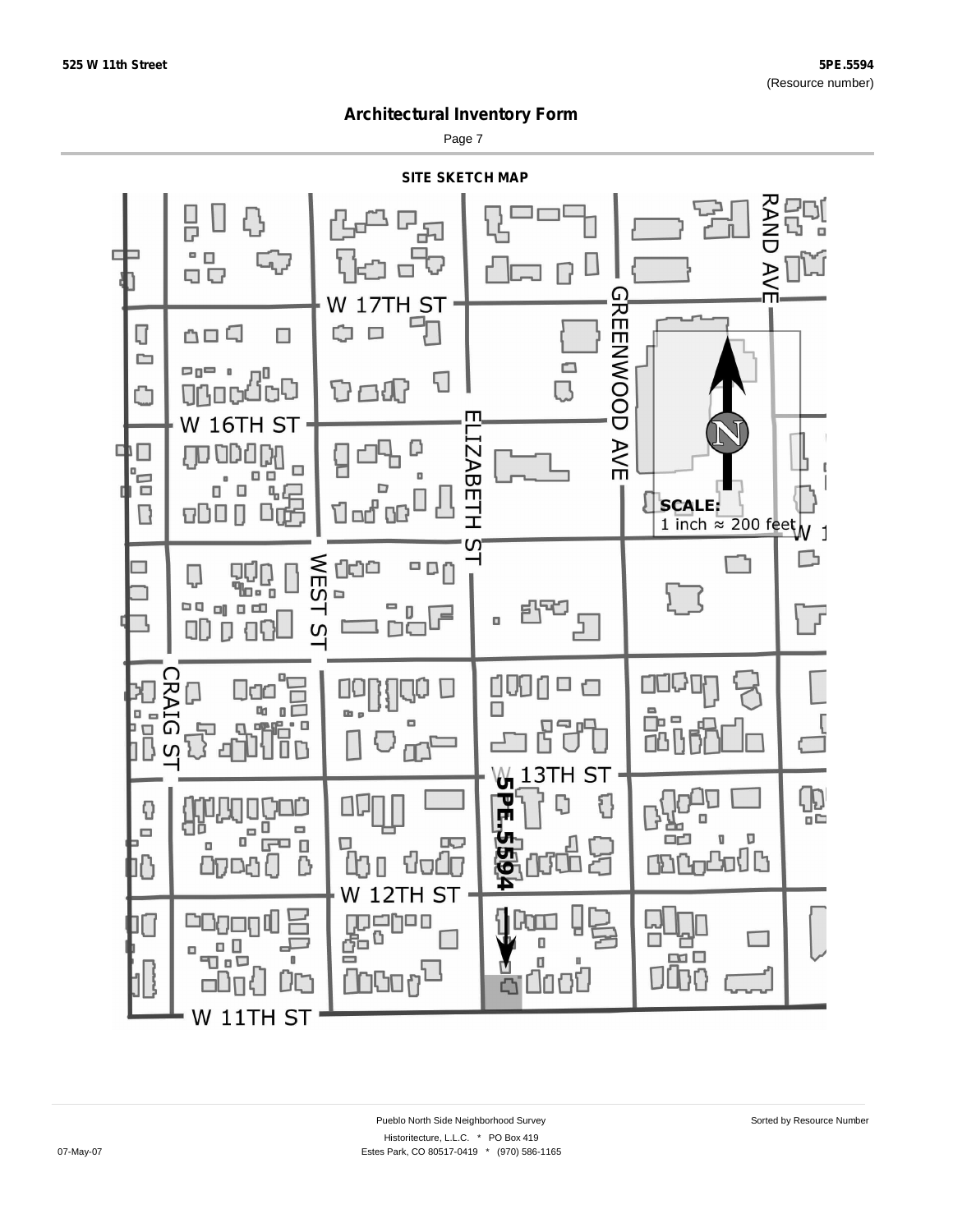525 W 11th Street

5PE.5594
(Resource number)

# Architectural Inventory Form

## SITE SKETCH MAP

W 17TH ST

RAND AVE

GREENWOOD AVE

W 16TH ST

ELIZABETH ST

SCALE:
1 inch ≈ 200 feet

WEST ST

CRAIG ST

W 13TH ST

5PE.5594

W 12TH ST

W 11TH ST

Pueblo North Side Neighborhood Survey

Historitecture, L.L.C. * PO Box 419
Estes Park, CO 80517-0419 * (970) 586-1165

Sorted by Resource Number

07-May-07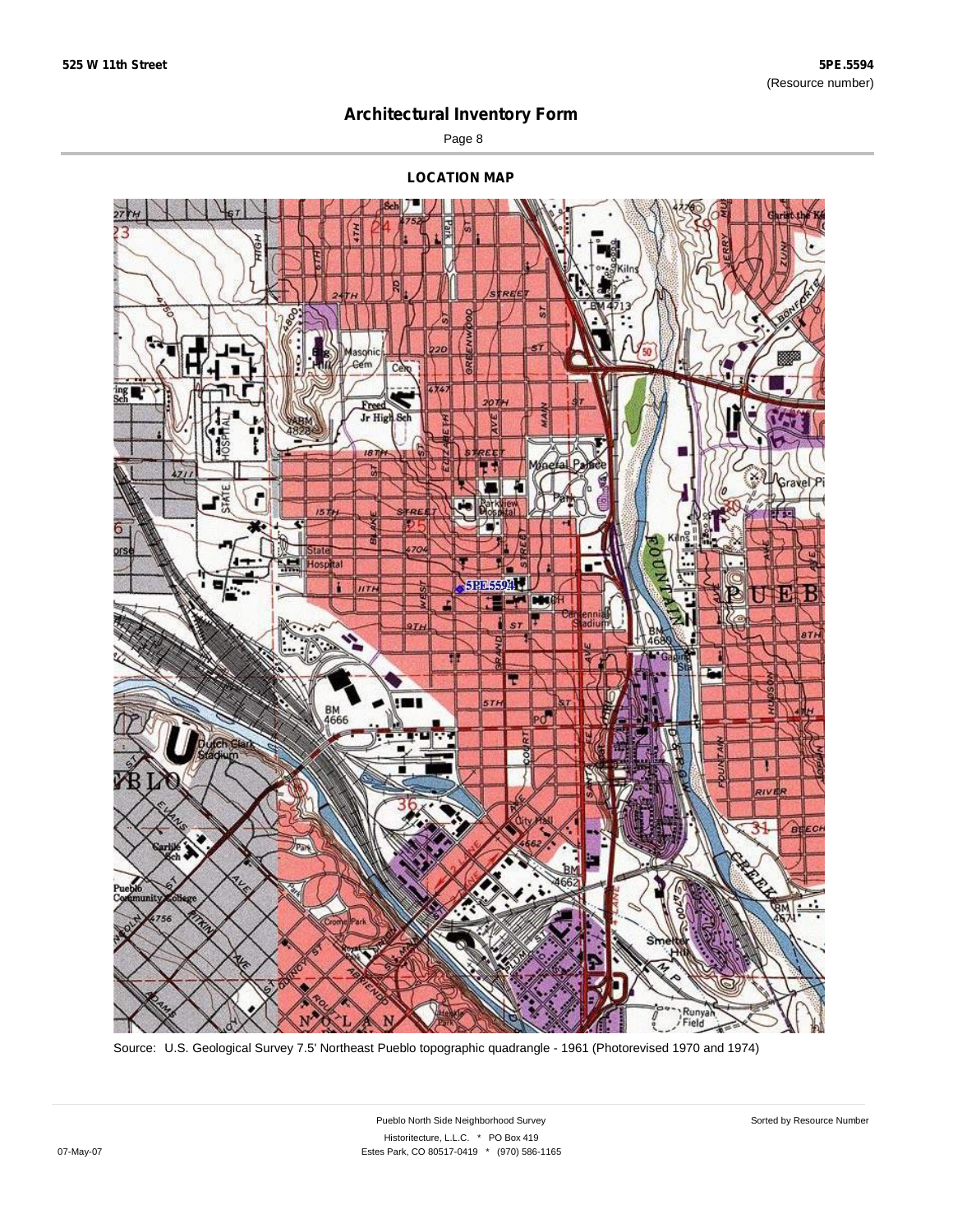## LOCATION MAP

Source: U.S. Geological Survey 7.5' Northeast Pueblo topographic quadrangle - 1961 (Photorevised 1970 and 1974)